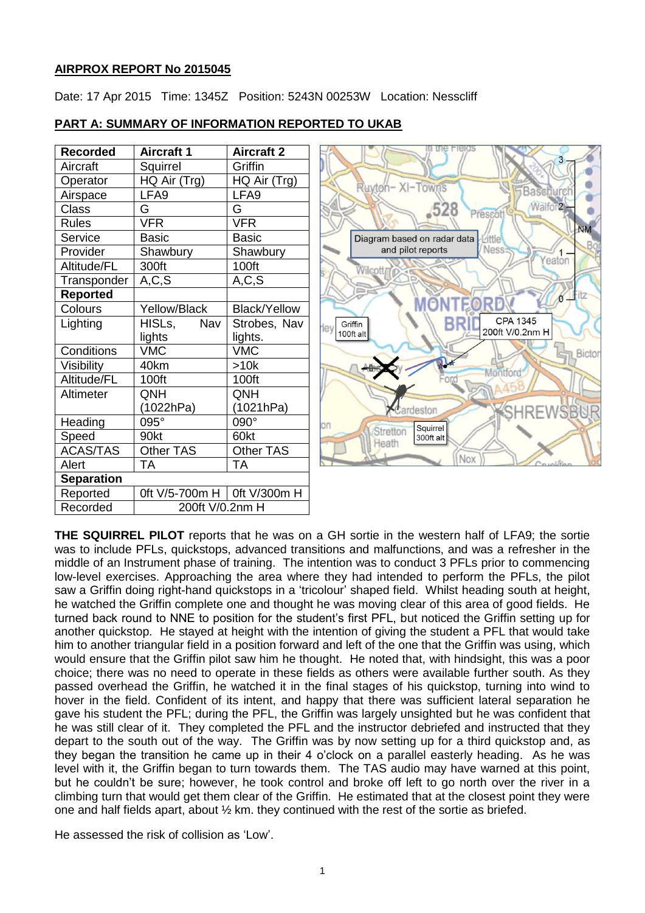**AIRPROX REPORT No 2015045**

Date: 17 Apr 2015 Time: 1345Z Position: 5243N 00253W Location: Nesscliff

**PART A: SUMMARY OF INFORMATION REPORTED TO UKAB**

| Recorded | Aircraft 1 | Aircraft 2 |
|---|---|---|
| Aircraft | Squirrel | Griffin |
| Operator | HQ Air (Trg) | HQ Air (Trg) |
| Airspace | LFA9 | LFA9 |
| Class | G | G |
| Rules | VFR | VFR |
| Service | Basic | Basic |
| Provider | Shawbury | Shawbury |
| Altitude/FL | 300ft | 100ft |
| Transponder | A,C,S | A,C,S |
| **Reported** | | |
| Colours | Yellow/Black | Black/Yellow |
| Lighting | HISLs, Nav lights | Strobes, Nav lights. |
| Conditions | VMC | VMC |
| Visibility | 40km | >10k |
| Altitude/FL | 100ft | 100ft |
| Altimeter | QNH (1022hPa) | QNH (1021hPa) |
| Heading | 095° | 090° |
| Speed | 90kt | 60kt |
| ACAS/TAS | Other TAS | Other TAS |
| Alert | TA | TA |
| **Separation** | | |
| Reported | 0ft V/5-700m H | 0ft V/300m H |
| Recorded | 200ft V/0.2nm H | |

Diagram based on radar data and pilot reports

**THE SQUIRREL PILOT** reports that he was on a GH sortie in the western half of LFA9; the sortie was to include PFLs, quickstops, advanced transitions and malfunctions, and was a refresher in the middle of an Instrument phase of training. The intention was to conduct 3 PFLs prior to commencing low-level exercises. Approaching the area where they had intended to perform the PFLs, the pilot saw a Griffin doing right-hand quickstops in a 'tricolour' shaped field. Whilst heading south at height, he watched the Griffin complete one and thought he was moving clear of this area of good fields. He turned back round to NNE to position for the student's first PFL, but noticed the Griffin setting up for another quickstop. He stayed at height with the intention of giving the student a PFL that would take him to another triangular field in a position forward and left of the one that the Griffin was using, which would ensure that the Griffin pilot saw him he thought. He noted that, with hindsight, this was a poor choice; there was no need to operate in these fields as others were available further south. As they passed overhead the Griffin, he watched it in the final stages of his quickstop, turning into wind to hover in the field. Confident of its intent, and happy that there was sufficient lateral separation he gave his student the PFL; during the PFL, the Griffin was largely unsighted but he was confident that he was still clear of it. They completed the PFL and the instructor debriefed and instructed that they depart to the south out of the way. The Griffin was by now setting up for a third quickstop and, as they began the transition he came up in their 4 o'clock on a parallel easterly heading. As he was level with it, the Griffin began to turn towards them. The TAS audio may have warned at this point, but he couldn't be sure; however, he took control and broke off left to go north over the river in a climbing turn that would get them clear of the Griffin. He estimated that at the closest point they were one and half fields apart, about ½ km. they continued with the rest of the sortie as briefed.

He assessed the risk of collision as 'Low'.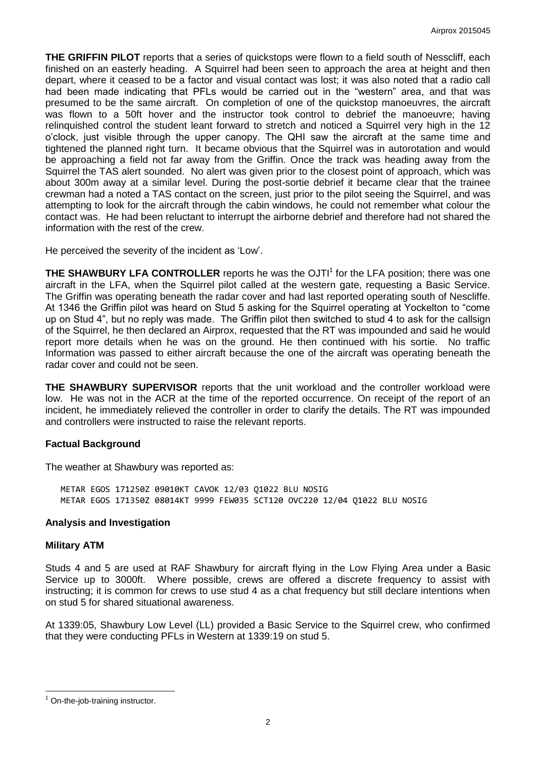**THE GRIFFIN PILOT** reports that a series of quickstops were flown to a field south of Nesscliff, each finished on an easterly heading. A Squirrel had been seen to approach the area at height and then depart, where it ceased to be a factor and visual contact was lost; it was also noted that a radio call had been made indicating that PFLs would be carried out in the "western" area, and that was presumed to be the same aircraft. On completion of one of the quickstop manoeuvres, the aircraft was flown to a 50ft hover and the instructor took control to debrief the manoeuvre; having relinquished control the student leant forward to stretch and noticed a Squirrel very high in the 12 o'clock, just visible through the upper canopy. The QHI saw the aircraft at the same time and tightened the planned right turn. It became obvious that the Squirrel was in autorotation and would be approaching a field not far away from the Griffin. Once the track was heading away from the Squirrel the TAS alert sounded. No alert was given prior to the closest point of approach, which was about 300m away at a similar level. During the post-sortie debrief it became clear that the trainee crewman had a noted a TAS contact on the screen, just prior to the pilot seeing the Squirrel, and was attempting to look for the aircraft through the cabin windows, he could not remember what colour the contact was. He had been reluctant to interrupt the airborne debrief and therefore had not shared the information with the rest of the crew.

He perceived the severity of the incident as 'Low'.

**THE SHAWBURY LFA CONTROLLER** reports he was the OJTI[1] for the LFA position; there was one aircraft in the LFA, when the Squirrel pilot called at the western gate, requesting a Basic Service. The Griffin was operating beneath the radar cover and had last reported operating south of Nescliffe. At 1346 the Griffin pilot was heard on Stud 5 asking for the Squirrel operating at Yockelton to "come up on Stud 4", but no reply was made. The Griffin pilot then switched to stud 4 to ask for the callsign of the Squirrel, he then declared an Airprox, requested that the RT was impounded and said he would report more details when he was on the ground. He then continued with his sortie. No traffic Information was passed to either aircraft because the one of the aircraft was operating beneath the radar cover and could not be seen.

**THE SHAWBURY SUPERVISOR** reports that the unit workload and the controller workload were low. He was not in the ACR at the time of the reported occurrence. On receipt of the report of an incident, he immediately relieved the controller in order to clarify the details. The RT was impounded and controllers were instructed to raise the relevant reports.

## Factual Background

The weather at Shawbury was reported as:

```
METAR EGOS 171250Z 09010KT CAVOK 12/03 Q1022 BLU NOSIG
METAR EGOS 171350Z 08014KT 9999 FEW035 SCT120 OVC220 12/04 Q1022 BLU NOSIG
```

## Analysis and Investigation

### Military ATM

Studs 4 and 5 are used at RAF Shawbury for aircraft flying in the Low Flying Area under a Basic Service up to 3000ft. Where possible, crews are offered a discrete frequency to assist with instructing; it is common for crews to use stud 4 as a chat frequency but still declare intentions when on stud 5 for shared situational awareness.

At 1339:05, Shawbury Low Level (LL) provided a Basic Service to the Squirrel crew, who confirmed that they were conducting PFLs in Western at 1339:19 on stud 5.

---

[1] On-the-job-training instructor.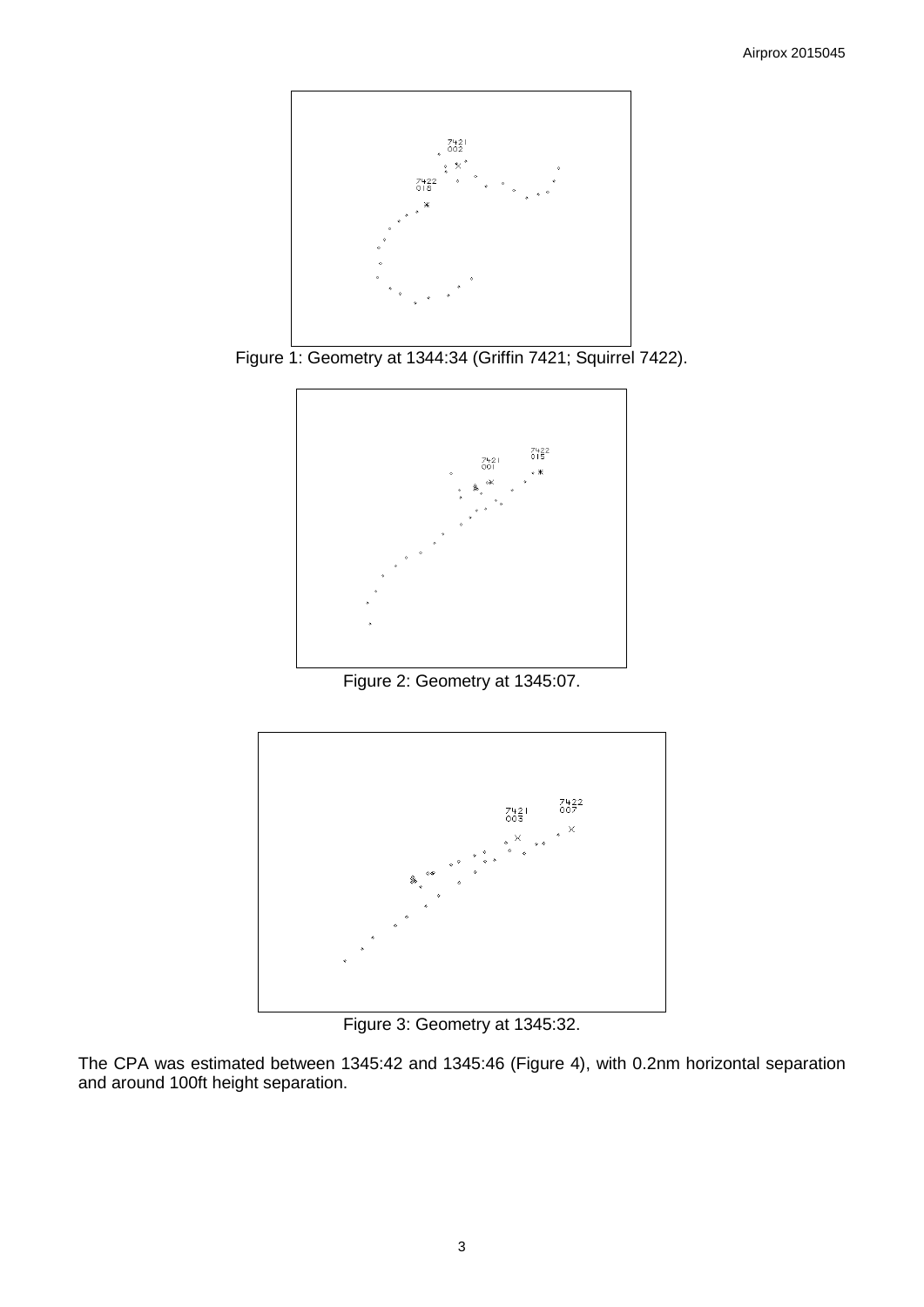Figure 1: Geometry at 1344:34 (Griffin 7421; Squirrel 7422).

Figure 2: Geometry at 1345:07.

Figure 3: Geometry at 1345:32.

The CPA was estimated between 1345:42 and 1345:46 (Figure 4), with 0.2nm horizontal separation and around 100ft height separation.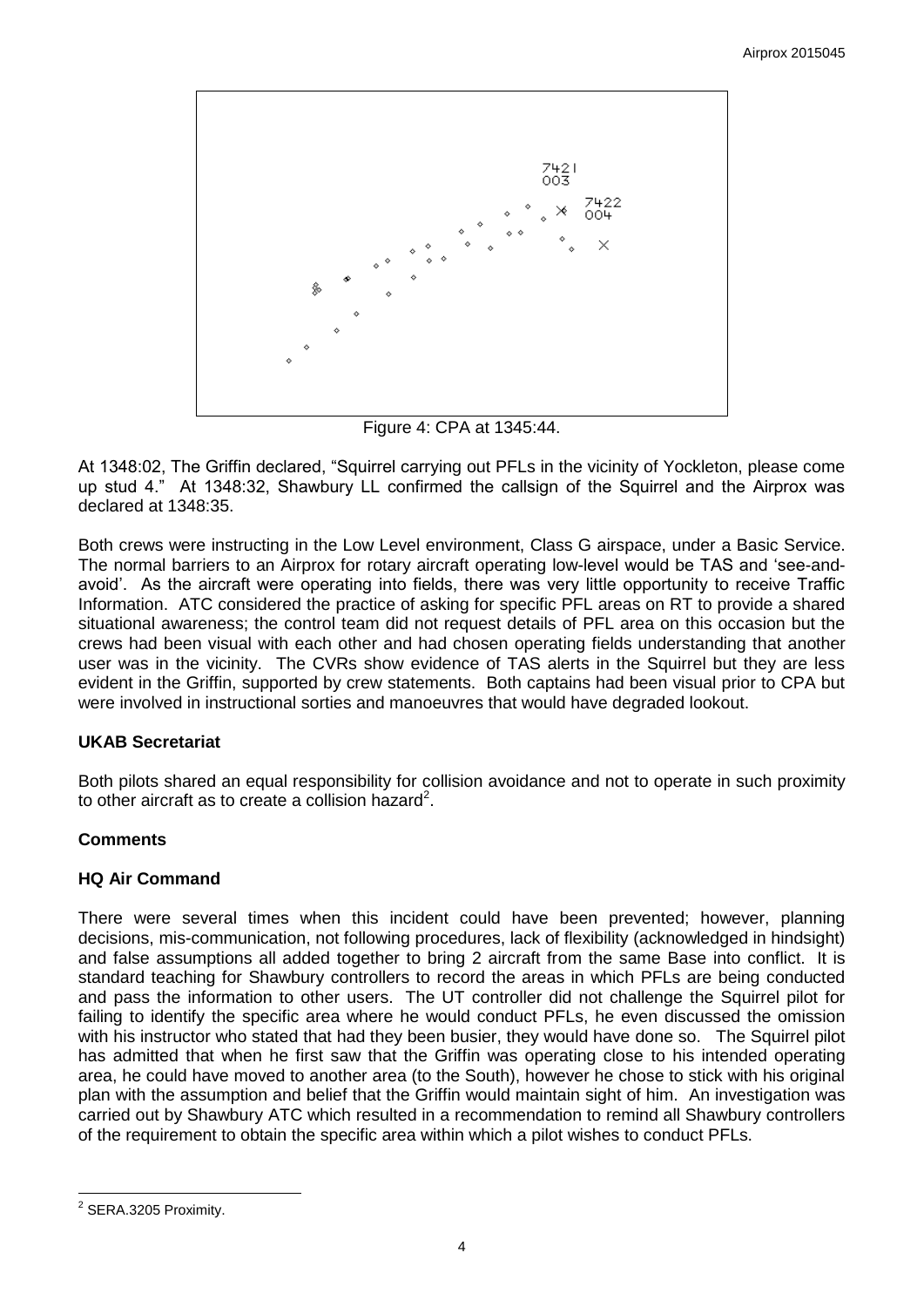7421
003

7422
004

Figure 4: CPA at 1345:44.

At 1348:02, The Griffin declared, "Squirrel carrying out PFLs in the vicinity of Yockleton, please come up stud 4." At 1348:32, Shawbury LL confirmed the callsign of the Squirrel and the Airprox was declared at 1348:35.

Both crews were instructing in the Low Level environment, Class G airspace, under a Basic Service. The normal barriers to an Airprox for rotary aircraft operating low-level would be TAS and 'see-and-avoid'. As the aircraft were operating into fields, there was very little opportunity to receive Traffic Information. ATC considered the practice of asking for specific PFL areas on RT to provide a shared situational awareness; the control team did not request details of PFL area on this occasion but the crews had been visual with each other and had chosen operating fields understanding that another user was in the vicinity. The CVRs show evidence of TAS alerts in the Squirrel but they are less evident in the Griffin, supported by crew statements. Both captains had been visual prior to CPA but were involved in instructional sorties and manoeuvres that would have degraded lookout.

## UKAB Secretariat

Both pilots shared an equal responsibility for collision avoidance and not to operate in such proximity to other aircraft as to create a collision hazard[2].

## Comments

### HQ Air Command

There were several times when this incident could have been prevented; however, planning decisions, mis-communication, not following procedures, lack of flexibility (acknowledged in hindsight) and false assumptions all added together to bring 2 aircraft from the same Base into conflict. It is standard teaching for Shawbury controllers to record the areas in which PFLs are being conducted and pass the information to other users. The UT controller did not challenge the Squirrel pilot for failing to identify the specific area where he would conduct PFLs, he even discussed the omission with his instructor who stated that had they been busier, they would have done so. The Squirrel pilot has admitted that when he first saw that the Griffin was operating close to his intended operating area, he could have moved to another area (to the South), however he chose to stick with his original plan with the assumption and belief that the Griffin would maintain sight of him. An investigation was carried out by Shawbury ATC which resulted in a recommendation to remind all Shawbury controllers of the requirement to obtain the specific area within which a pilot wishes to conduct PFLs.

[2] SERA.3205 Proximity.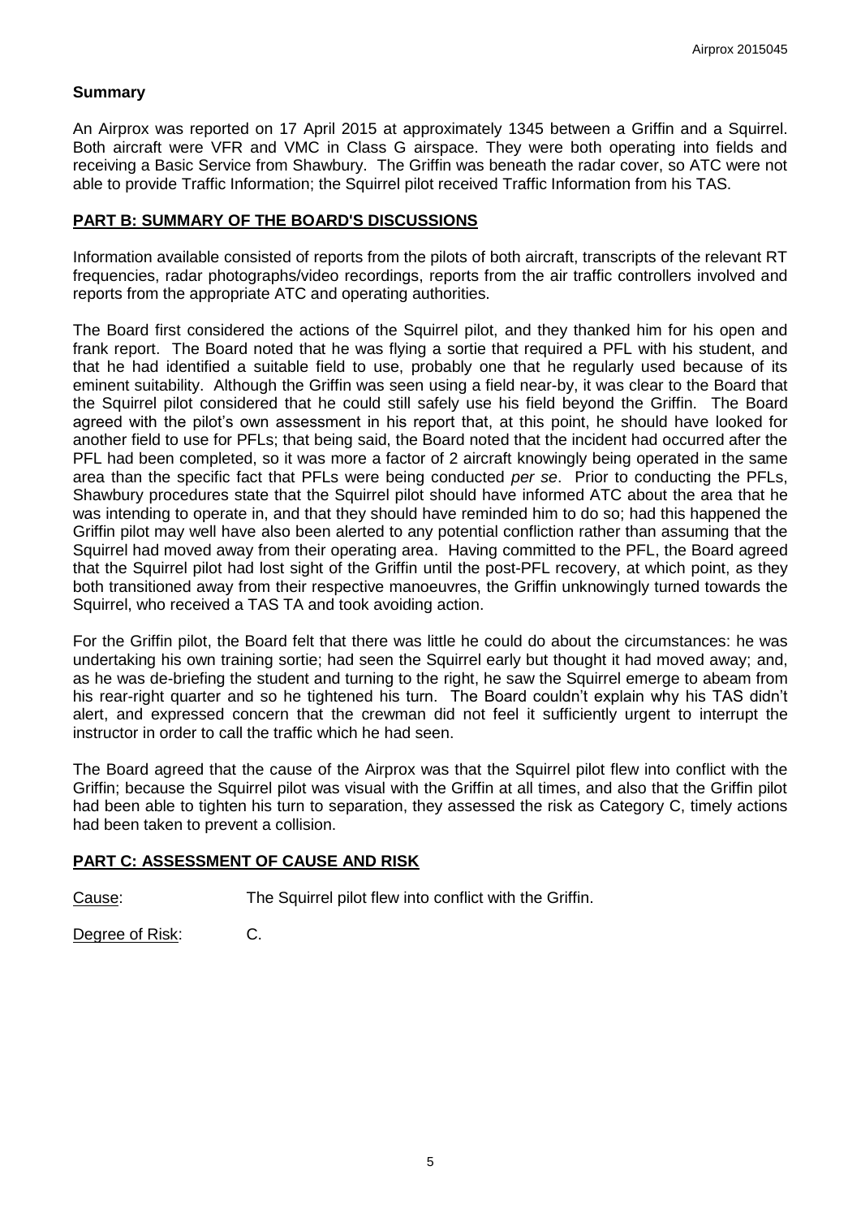## Summary

An Airprox was reported on 17 April 2015 at approximately 1345 between a Griffin and a Squirrel. Both aircraft were VFR and VMC in Class G airspace. They were both operating into fields and receiving a Basic Service from Shawbury. The Griffin was beneath the radar cover, so ATC were not able to provide Traffic Information; the Squirrel pilot received Traffic Information from his TAS.

## PART B: SUMMARY OF THE BOARD'S DISCUSSIONS

Information available consisted of reports from the pilots of both aircraft, transcripts of the relevant RT frequencies, radar photographs/video recordings, reports from the air traffic controllers involved and reports from the appropriate ATC and operating authorities.

The Board first considered the actions of the Squirrel pilot, and they thanked him for his open and frank report. The Board noted that he was flying a sortie that required a PFL with his student, and that he had identified a suitable field to use, probably one that he regularly used because of its eminent suitability. Although the Griffin was seen using a field near-by, it was clear to the Board that the Squirrel pilot considered that he could still safely use his field beyond the Griffin. The Board agreed with the pilot's own assessment in his report that, at this point, he should have looked for another field to use for PFLs; that being said, the Board noted that the incident had occurred after the PFL had been completed, so it was more a factor of 2 aircraft knowingly being operated in the same area than the specific fact that PFLs were being conducted *per se*. Prior to conducting the PFLs, Shawbury procedures state that the Squirrel pilot should have informed ATC about the area that he was intending to operate in, and that they should have reminded him to do so; had this happened the Griffin pilot may well have also been alerted to any potential confliction rather than assuming that the Squirrel had moved away from their operating area. Having committed to the PFL, the Board agreed that the Squirrel pilot had lost sight of the Griffin until the post-PFL recovery, at which point, as they both transitioned away from their respective manoeuvres, the Griffin unknowingly turned towards the Squirrel, who received a TAS TA and took avoiding action.

For the Griffin pilot, the Board felt that there was little he could do about the circumstances: he was undertaking his own training sortie; had seen the Squirrel early but thought it had moved away; and, as he was de-briefing the student and turning to the right, he saw the Squirrel emerge to abeam from his rear-right quarter and so he tightened his turn. The Board couldn't explain why his TAS didn't alert, and expressed concern that the crewman did not feel it sufficiently urgent to interrupt the instructor in order to call the traffic which he had seen.

The Board agreed that the cause of the Airprox was that the Squirrel pilot flew into conflict with the Griffin; because the Squirrel pilot was visual with the Griffin at all times, and also that the Griffin pilot had been able to tighten his turn to separation, they assessed the risk as Category C, timely actions had been taken to prevent a collision.

## PART C: ASSESSMENT OF CAUSE AND RISK

Cause: The Squirrel pilot flew into conflict with the Griffin.

Degree of Risk: C.